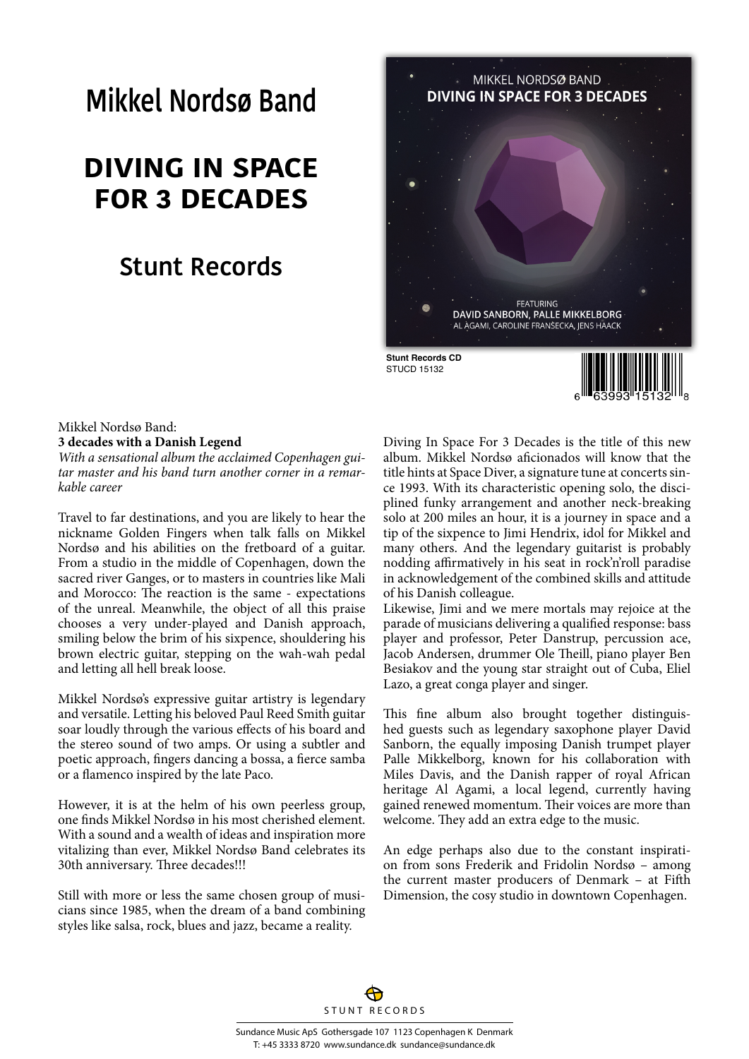# Mikkel Nordsø Band

## DIVING IN SPACE FOR 3 DECADES

### Stunt Records

MIKKEL NORDSØ BAND
DIVING IN SPACE FOR 3 DECADES

FEATURING
DAVID SANBORN, PALLE MIKKELBORG
AL AGAMI, CAROLINE FRANŠECKA, JENS HAACK

**Stunt Records CD**
STUCD 15132

6 63993 15132 8

Mikkel Nordsø Band:
**3 decades with a Danish Legend**
*With a sensational album the acclaimed Copenhagen guitar master and his band turn another corner in a remarkable career*

Travel to far destinations, and you are likely to hear the nickname Golden Fingers when talk falls on Mikkel Nordsø and his abilities on the fretboard of a guitar. From a studio in the middle of Copenhagen, down the sacred river Ganges, or to masters in countries like Mali and Morocco: The reaction is the same - expectations of the unreal. Meanwhile, the object of all this praise chooses a very under-played and Danish approach, smiling below the brim of his sixpence, shouldering his brown electric guitar, stepping on the wah-wah pedal and letting all hell break loose.

Mikkel Nordsø's expressive guitar artistry is legendary and versatile. Letting his beloved Paul Reed Smith guitar soar loudly through the various effects of his board and the stereo sound of two amps. Or using a subtler and poetic approach, fingers dancing a bossa, a fierce samba or a flamenco inspired by the late Paco.

However, it is at the helm of his own peerless group, one finds Mikkel Nordsø in his most cherished element. With a sound and a wealth of ideas and inspiration more vitalizing than ever, Mikkel Nordsø Band celebrates its 30th anniversary. Three decades!!!

Still with more or less the same chosen group of musicians since 1985, when the dream of a band combining styles like salsa, rock, blues and jazz, became a reality.

Diving In Space For 3 Decades is the title of this new album. Mikkel Nordsø aficionados will know that the title hints at Space Diver, a signature tune at concerts since 1993. With its characteristic opening solo, the disciplined funky arrangement and another neck-breaking solo at 200 miles an hour, it is a journey in space and a tip of the sixpence to Jimi Hendrix, idol for Mikkel and many others. And the legendary guitarist is probably nodding affirmatively in his seat in rock'n'roll paradise in acknowledgement of the combined skills and attitude of his Danish colleague.
Likewise, Jimi and we mere mortals may rejoice at the parade of musicians delivering a qualified response: bass player and professor, Peter Danstrup, percussion ace, Jacob Andersen, drummer Ole Theill, piano player Ben Besiakov and the young star straight out of Cuba, Eliel Lazo, a great conga player and singer.

This fine album also brought together distinguished guests such as legendary saxophone player David Sanborn, the equally imposing Danish trumpet player Palle Mikkelborg, known for his collaboration with Miles Davis, and the Danish rapper of royal African heritage Al Agami, a local legend, currently having gained renewed momentum. Their voices are more than welcome. They add an extra edge to the music.

An edge perhaps also due to the constant inspiration from sons Frederik and Fridolin Nordsø – among the current master producers of Denmark – at Fifth Dimension, the cosy studio in downtown Copenhagen.

STUNT RECORDS

Sundance Music ApS Gothersgade 107 1123 Copenhagen K Denmark
T: +45 3333 8720 www.sundance.dk sundance@sundance.dk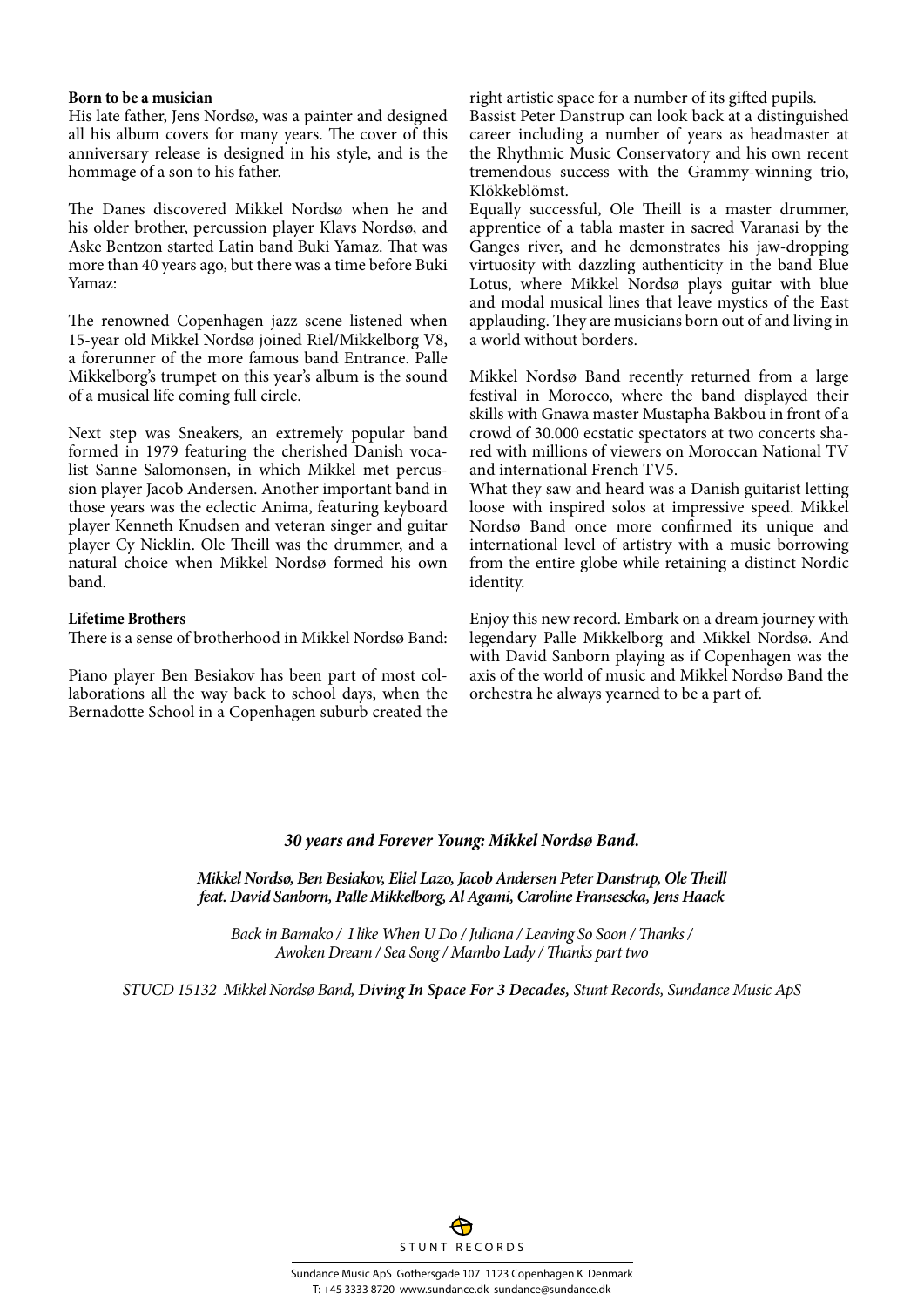**Born to be a musician**

His late father, Jens Nordsø, was a painter and designed all his album covers for many years. The cover of this anniversary release is designed in his style, and is the hommage of a son to his father.

The Danes discovered Mikkel Nordsø when he and his older brother, percussion player Klavs Nordsø, and Aske Bentzon started Latin band Buki Yamaz. That was more than 40 years ago, but there was a time before Buki Yamaz:

The renowned Copenhagen jazz scene listened when 15-year old Mikkel Nordsø joined Riel/Mikkelborg V8, a forerunner of the more famous band Entrance. Palle Mikkelborg's trumpet on this year's album is the sound of a musical life coming full circle.

Next step was Sneakers, an extremely popular band formed in 1979 featuring the cherished Danish vocalist Sanne Salomonsen, in which Mikkel met percussion player Jacob Andersen. Another important band in those years was the eclectic Anima, featuring keyboard player Kenneth Knudsen and veteran singer and guitar player Cy Nicklin. Ole Theill was the drummer, and a natural choice when Mikkel Nordsø formed his own band.

**Lifetime Brothers**

There is a sense of brotherhood in Mikkel Nordsø Band:

Piano player Ben Besiakov has been part of most collaborations all the way back to school days, when the Bernadotte School in a Copenhagen suburb created the right artistic space for a number of its gifted pupils.

Bassist Peter Danstrup can look back at a distinguished career including a number of years as headmaster at the Rhythmic Music Conservatory and his own recent tremendous success with the Grammy-winning trio, Klökkeblömst.

Equally successful, Ole Theill is a master drummer, apprentice of a tabla master in sacred Varanasi by the Ganges river, and he demonstrates his jaw-dropping virtuosity with dazzling authenticity in the band Blue Lotus, where Mikkel Nordsø plays guitar with blue and modal musical lines that leave mystics of the East applauding. They are musicians born out of and living in a world without borders.

Mikkel Nordsø Band recently returned from a large festival in Morocco, where the band displayed their skills with Gnawa master Mustapha Bakbou in front of a crowd of 30.000 ecstatic spectators at two concerts shared with millions of viewers on Moroccan National TV and international French TV5.

What they saw and heard was a Danish guitarist letting loose with inspired solos at impressive speed. Mikkel Nordsø Band once more confirmed its unique and international level of artistry with a music borrowing from the entire globe while retaining a distinct Nordic identity.

Enjoy this new record. Embark on a dream journey with legendary Palle Mikkelborg and Mikkel Nordsø. And with David Sanborn playing as if Copenhagen was the axis of the world of music and Mikkel Nordsø Band the orchestra he always yearned to be a part of.

***30 years and Forever Young: Mikkel Nordsø Band.***

***Mikkel Nordsø, Ben Besiakov, Eliel Lazo, Jacob Andersen Peter Danstrup, Ole Theill feat. David Sanborn, Palle Mikkelborg, Al Agami, Caroline Fransescka, Jens Haack***

*Back in Bamako / I like When U Do / Juliana / Leaving So Soon / Thanks / Awoken Dream / Sea Song / Mambo Lady / Thanks part two*

*STUCD 15132 Mikkel Nordsø Band,* ***Diving In Space For 3 Decades,*** *Stunt Records, Sundance Music ApS*

STUNT RECORDS

Sundance Music ApS Gothersgade 107 1123 Copenhagen K Denmark
T: +45 3333 8720 www.sundance.dk sundance@sundance.dk